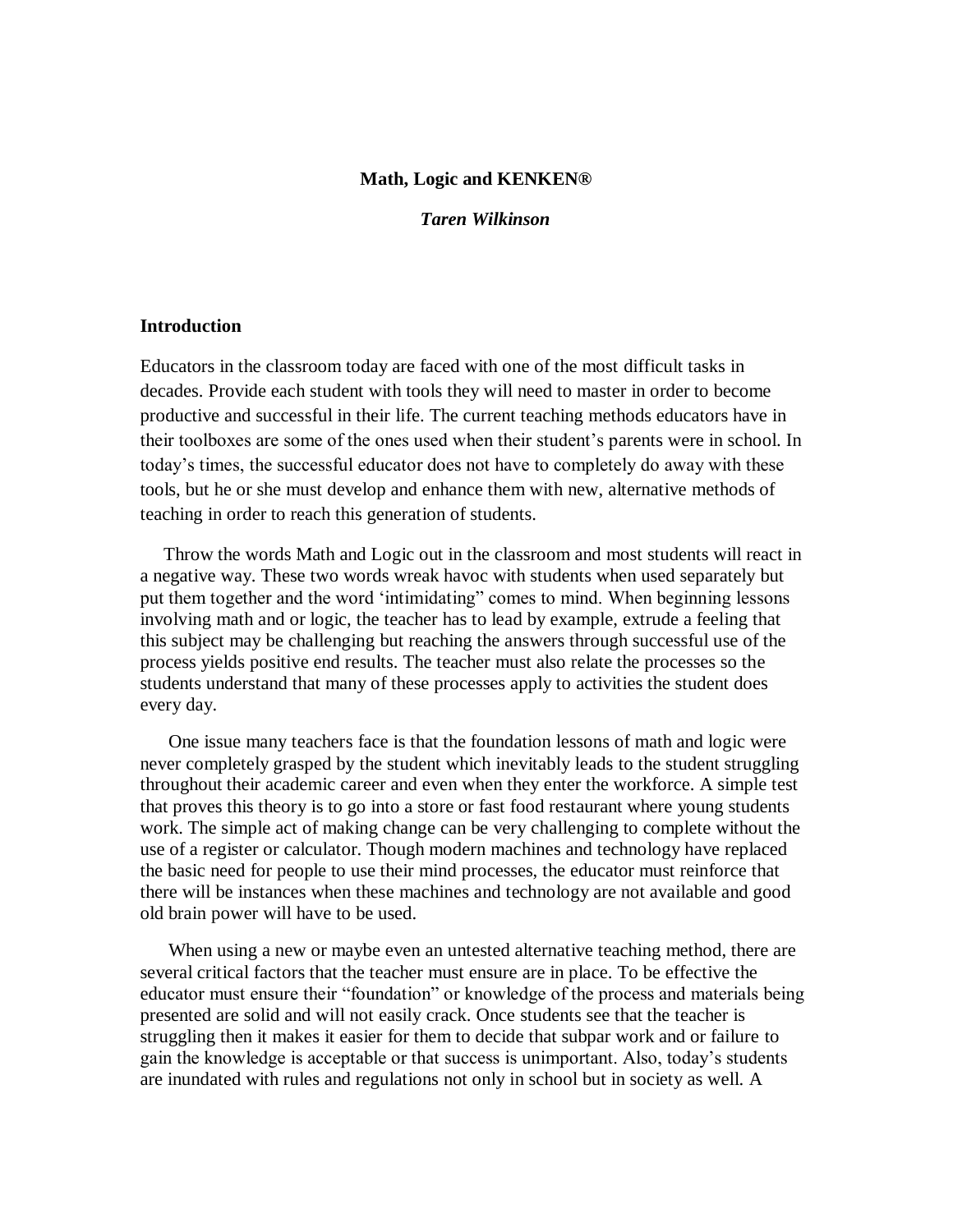# Math, Logic and KENKEN®

***Taren Wilkinson***

## Introduction

Educators in the classroom today are faced with one of the most difficult tasks in decades. Provide each student with tools they will need to master in order to become productive and successful in their life. The current teaching methods educators have in their toolboxes are some of the ones used when their student's parents were in school. In today's times, the successful educator does not have to completely do away with these tools, but he or she must develop and enhance them with new, alternative methods of teaching in order to reach this generation of students.

Throw the words Math and Logic out in the classroom and most students will react in a negative way. These two words wreak havoc with students when used separately but put them together and the word 'intimidating" comes to mind. When beginning lessons involving math and or logic, the teacher has to lead by example, extrude a feeling that this subject may be challenging but reaching the answers through successful use of the process yields positive end results. The teacher must also relate the processes so the students understand that many of these processes apply to activities the student does every day.

One issue many teachers face is that the foundation lessons of math and logic were never completely grasped by the student which inevitably leads to the student struggling throughout their academic career and even when they enter the workforce. A simple test that proves this theory is to go into a store or fast food restaurant where young students work. The simple act of making change can be very challenging to complete without the use of a register or calculator. Though modern machines and technology have replaced the basic need for people to use their mind processes, the educator must reinforce that there will be instances when these machines and technology are not available and good old brain power will have to be used.

When using a new or maybe even an untested alternative teaching method, there are several critical factors that the teacher must ensure are in place. To be effective the educator must ensure their "foundation" or knowledge of the process and materials being presented are solid and will not easily crack. Once students see that the teacher is struggling then it makes it easier for them to decide that subpar work and or failure to gain the knowledge is acceptable or that success is unimportant. Also, today's students are inundated with rules and regulations not only in school but in society as well. A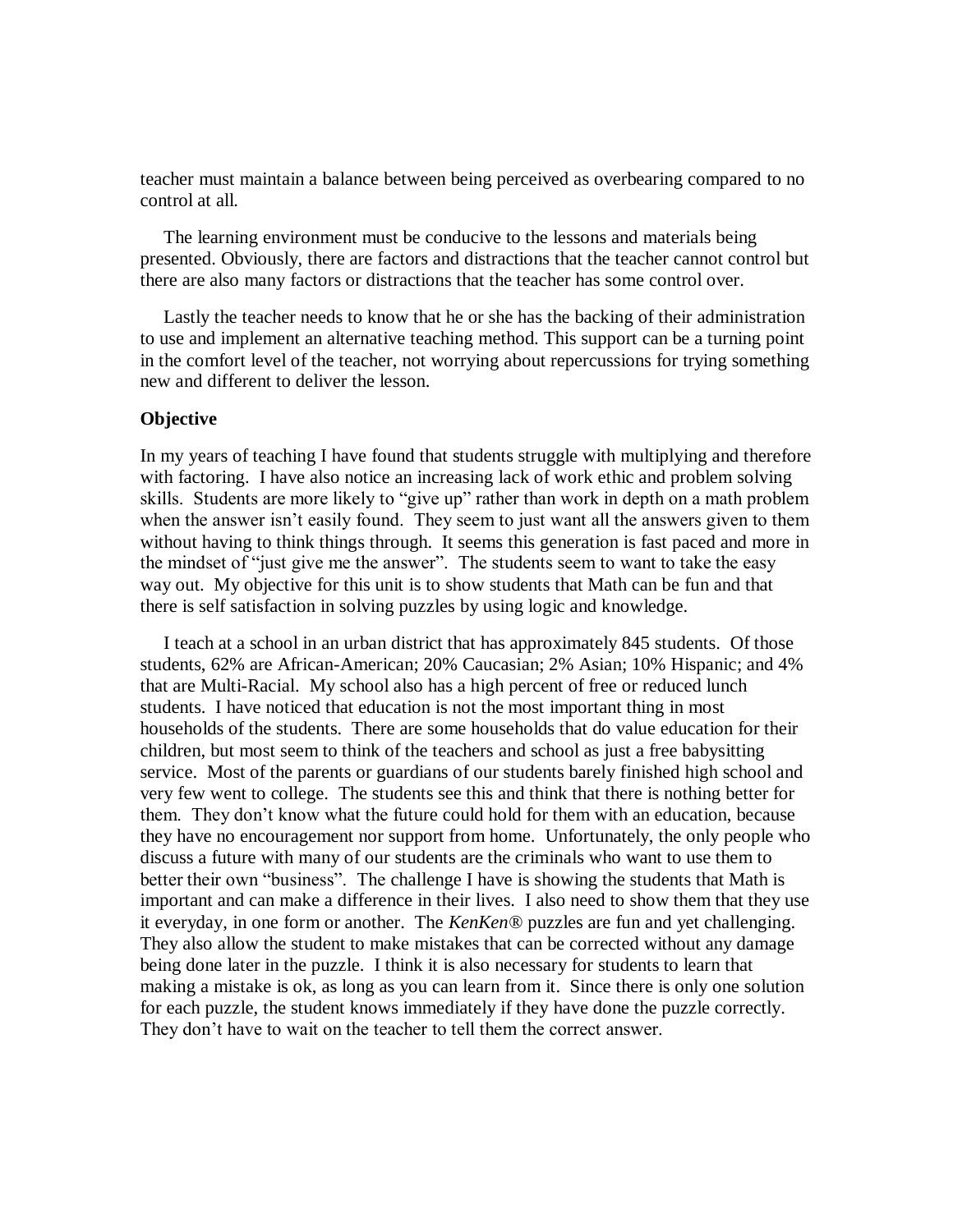teacher must maintain a balance between being perceived as overbearing compared to no control at all.

The learning environment must be conducive to the lessons and materials being presented. Obviously, there are factors and distractions that the teacher cannot control but there are also many factors or distractions that the teacher has some control over.

Lastly the teacher needs to know that he or she has the backing of their administration to use and implement an alternative teaching method. This support can be a turning point in the comfort level of the teacher, not worrying about repercussions for trying something new and different to deliver the lesson.

**Objective**

In my years of teaching I have found that students struggle with multiplying and therefore with factoring. I have also notice an increasing lack of work ethic and problem solving skills. Students are more likely to "give up" rather than work in depth on a math problem when the answer isn't easily found. They seem to just want all the answers given to them without having to think things through. It seems this generation is fast paced and more in the mindset of "just give me the answer". The students seem to want to take the easy way out. My objective for this unit is to show students that Math can be fun and that there is self satisfaction in solving puzzles by using logic and knowledge.

I teach at a school in an urban district that has approximately 845 students. Of those students, 62% are African-American; 20% Caucasian; 2% Asian; 10% Hispanic; and 4% that are Multi-Racial. My school also has a high percent of free or reduced lunch students. I have noticed that education is not the most important thing in most households of the students. There are some households that do value education for their children, but most seem to think of the teachers and school as just a free babysitting service. Most of the parents or guardians of our students barely finished high school and very few went to college. The students see this and think that there is nothing better for them. They don't know what the future could hold for them with an education, because they have no encouragement nor support from home. Unfortunately, the only people who discuss a future with many of our students are the criminals who want to use them to better their own "business". The challenge I have is showing the students that Math is important and can make a difference in their lives. I also need to show them that they use it everyday, in one form or another. The *KenKen®* puzzles are fun and yet challenging. They also allow the student to make mistakes that can be corrected without any damage being done later in the puzzle. I think it is also necessary for students to learn that making a mistake is ok, as long as you can learn from it. Since there is only one solution for each puzzle, the student knows immediately if they have done the puzzle correctly. They don't have to wait on the teacher to tell them the correct answer.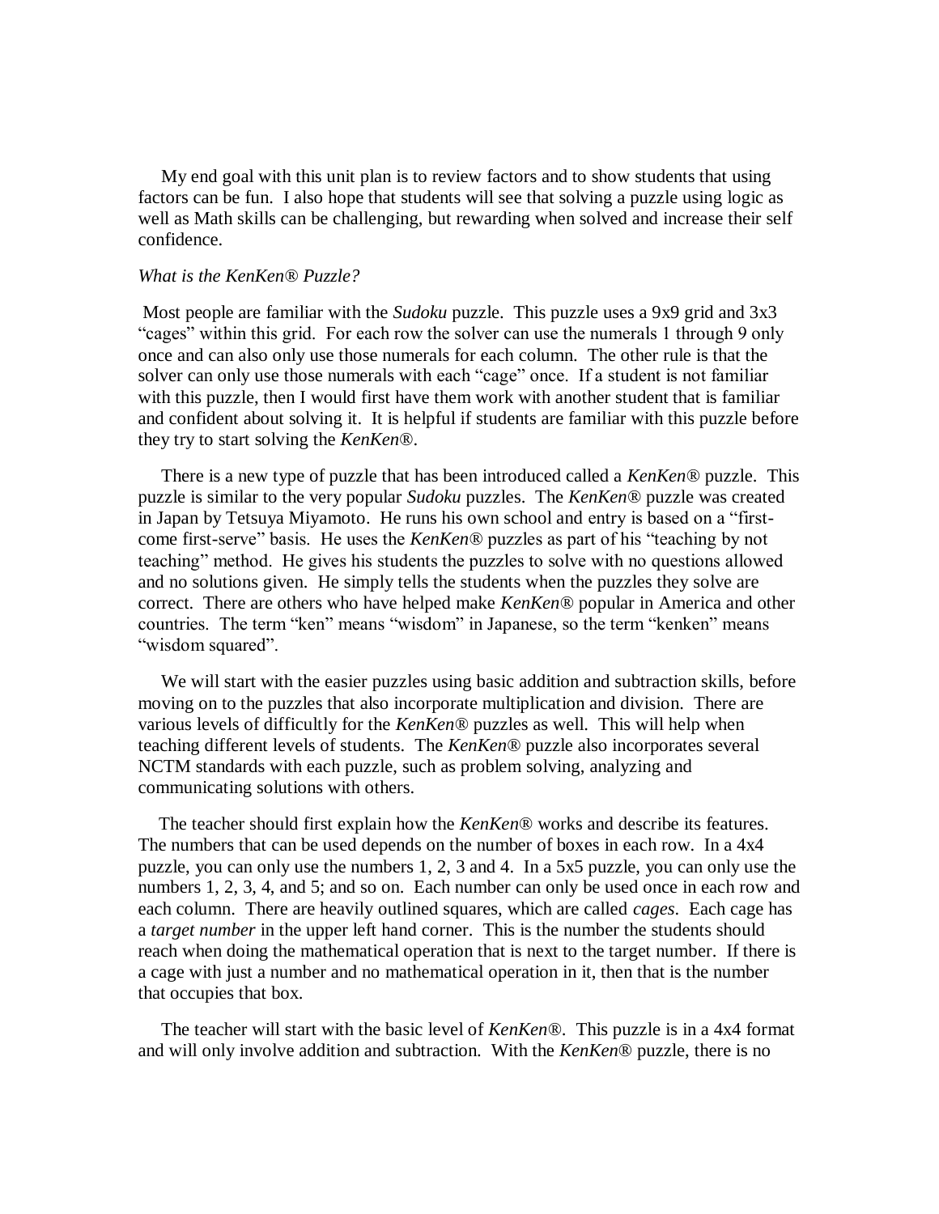My end goal with this unit plan is to review factors and to show students that using factors can be fun. I also hope that students will see that solving a puzzle using logic as well as Math skills can be challenging, but rewarding when solved and increase their self confidence.

*What is the KenKen® Puzzle?*

Most people are familiar with the *Sudoku* puzzle. This puzzle uses a 9x9 grid and 3x3 "cages" within this grid. For each row the solver can use the numerals 1 through 9 only once and can also only use those numerals for each column. The other rule is that the solver can only use those numerals with each "cage" once. If a student is not familiar with this puzzle, then I would first have them work with another student that is familiar and confident about solving it. It is helpful if students are familiar with this puzzle before they try to start solving the *KenKen®*.

There is a new type of puzzle that has been introduced called a *KenKen®* puzzle. This puzzle is similar to the very popular *Sudoku* puzzles. The *KenKen®* puzzle was created in Japan by Tetsuya Miyamoto. He runs his own school and entry is based on a "first-come first-serve" basis. He uses the *KenKen®* puzzles as part of his "teaching by not teaching" method. He gives his students the puzzles to solve with no questions allowed and no solutions given. He simply tells the students when the puzzles they solve are correct. There are others who have helped make *KenKen®* popular in America and other countries. The term "ken" means "wisdom" in Japanese, so the term "kenken" means "wisdom squared".

We will start with the easier puzzles using basic addition and subtraction skills, before moving on to the puzzles that also incorporate multiplication and division. There are various levels of difficultly for the *KenKen®* puzzles as well. This will help when teaching different levels of students. The *KenKen®* puzzle also incorporates several NCTM standards with each puzzle, such as problem solving, analyzing and communicating solutions with others.

The teacher should first explain how the *KenKen®* works and describe its features. The numbers that can be used depends on the number of boxes in each row. In a 4x4 puzzle, you can only use the numbers 1, 2, 3 and 4. In a 5x5 puzzle, you can only use the numbers 1, 2, 3, 4, and 5; and so on. Each number can only be used once in each row and each column. There are heavily outlined squares, which are called *cages*. Each cage has a *target number* in the upper left hand corner. This is the number the students should reach when doing the mathematical operation that is next to the target number. If there is a cage with just a number and no mathematical operation in it, then that is the number that occupies that box.

The teacher will start with the basic level of *KenKen®*. This puzzle is in a 4x4 format and will only involve addition and subtraction. With the *KenKen®* puzzle, there is no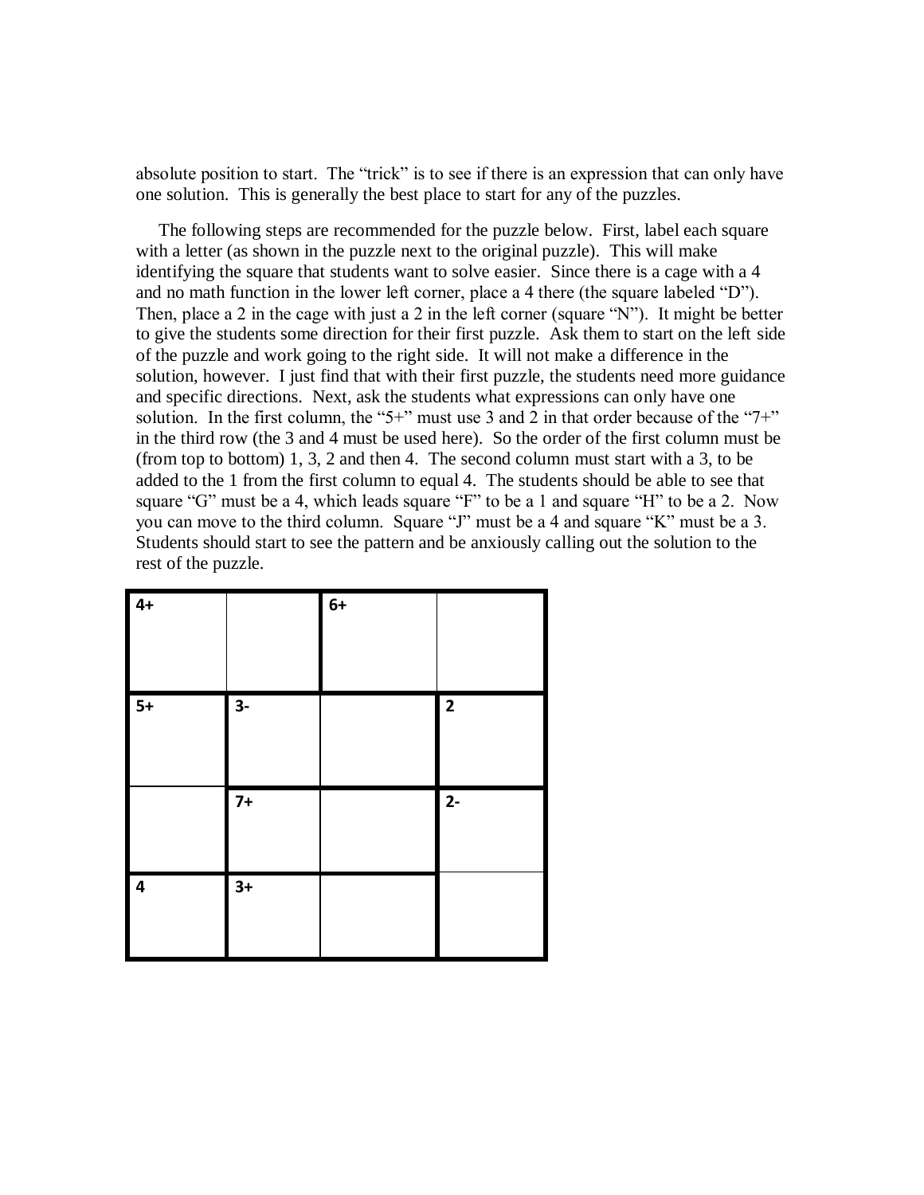absolute position to start. The "trick" is to see if there is an expression that can only have one solution. This is generally the best place to start for any of the puzzles.

The following steps are recommended for the puzzle below. First, label each square with a letter (as shown in the puzzle next to the original puzzle). This will make identifying the square that students want to solve easier. Since there is a cage with a 4 and no math function in the lower left corner, place a 4 there (the square labeled "D"). Then, place a 2 in the cage with just a 2 in the left corner (square "N"). It might be better to give the students some direction for their first puzzle. Ask them to start on the left side of the puzzle and work going to the right side. It will not make a difference in the solution, however. I just find that with their first puzzle, the students need more guidance and specific directions. Next, ask the students what expressions can only have one solution. In the first column, the "5+" must use 3 and 2 in that order because of the "7+" in the third row (the 3 and 4 must be used here). So the order of the first column must be (from top to bottom) 1, 3, 2 and then 4. The second column must start with a 3, to be added to the 1 from the first column to equal 4. The students should be able to see that square "G" must be a 4, which leads square "F" to be a 1 and square "H" to be a 2. Now you can move to the third column. Square "J" must be a 4 and square "K" must be a 3. Students should start to see the pattern and be anxiously calling out the solution to the rest of the puzzle.

| | | | |
|---|---|---|---|
| **4+** | | **6+** | |
| **5+** | **3-** | | **2** |
| | **7+** | | **2-** |
| **4** | **3+** | | |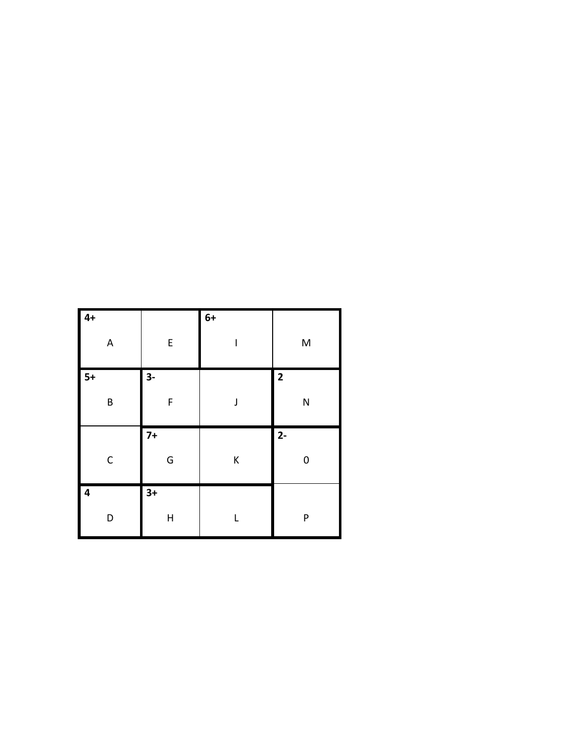| 4+<br>A | E | 6+<br>I | M |
|---|---|---|---|
| 5+<br>B | 3-<br>F | J | 2<br>N |
| C | 7+<br>G | K | 2-<br>0 |
| 4<br>D | 3+<br>H | L | P |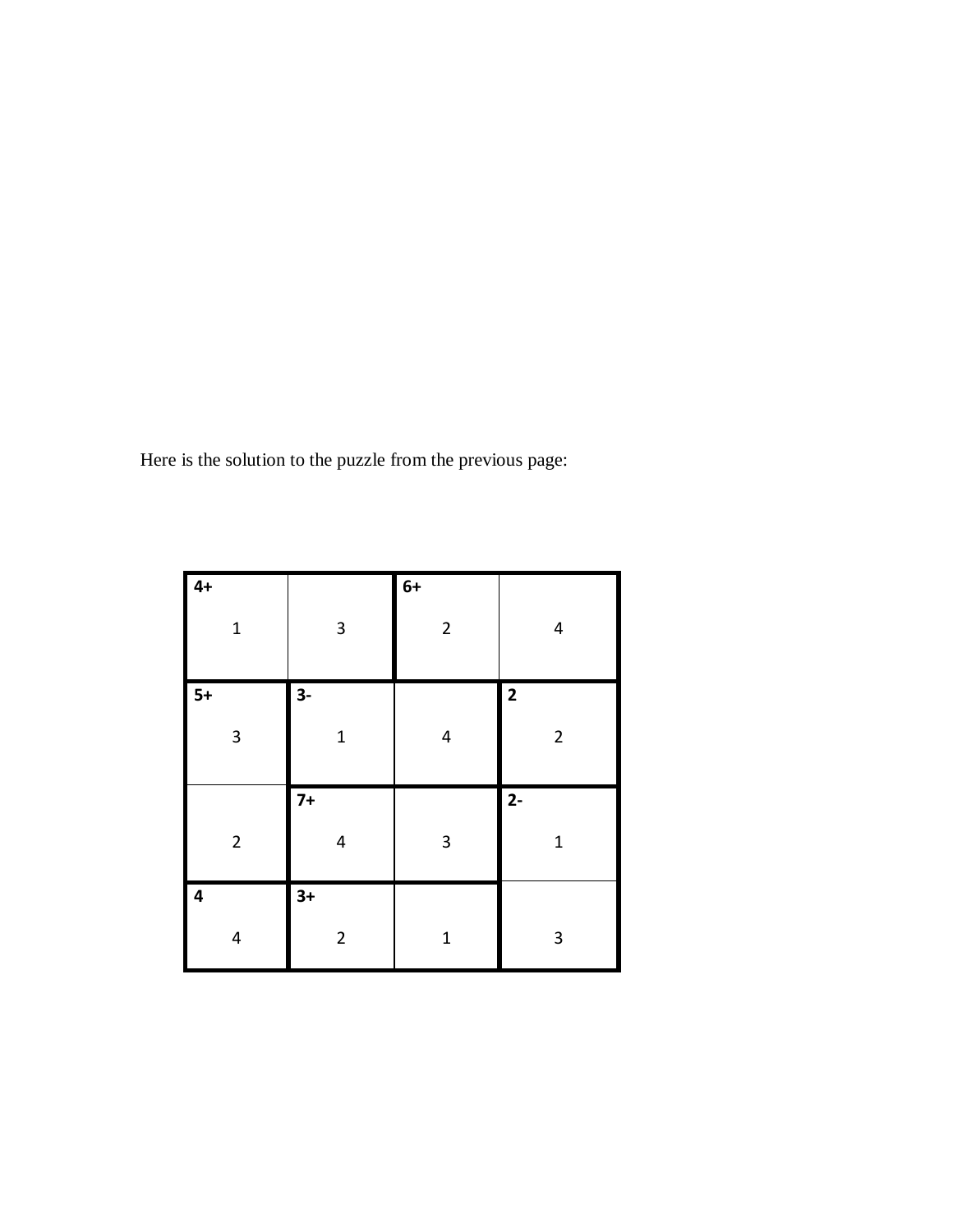Here is the solution to the puzzle from the previous page:

| | | | |
|---|---|---|---|
| **4+** 1 | 3 | **6+** 2 | 4 |
| **5+** 3 | **3-** 1 | 4 | **2** 2 |
| 2 | **7+** 4 | 3 | **2-** 1 |
| **4** 4 | **3+** 2 | 1 | 3 |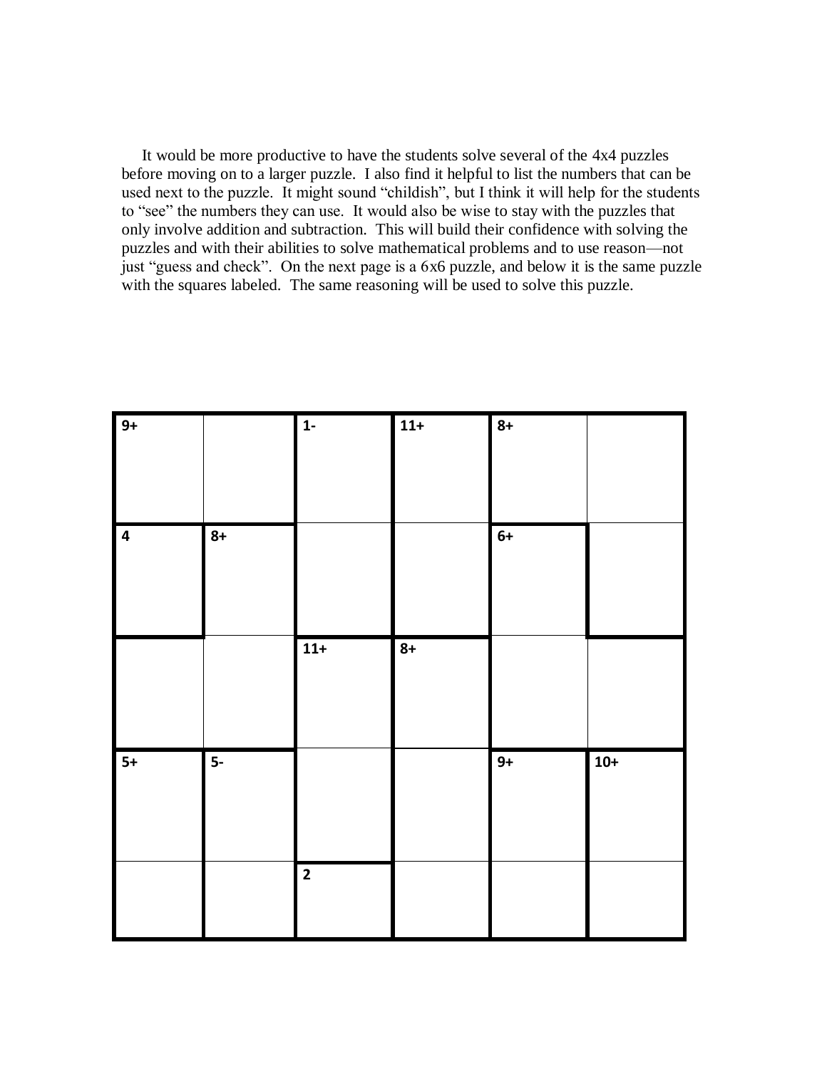It would be more productive to have the students solve several of the 4x4 puzzles before moving on to a larger puzzle. I also find it helpful to list the numbers that can be used next to the puzzle. It might sound "childish", but I think it will help for the students to "see" the numbers they can use. It would also be wise to stay with the puzzles that only involve addition and subtraction. This will build their confidence with solving the puzzles and with their abilities to solve mathematical problems and to use reason—not just "guess and check". On the next page is a 6x6 puzzle, and below it is the same puzzle with the squares labeled. The same reasoning will be used to solve this puzzle.

| 9+ | | 1- | 11+ | 8+ | |
|---|---|---|---|---|---|
| 4 | 8+ | | | 6+ | |
| | | 11+ | 8+ | | |
| 5+ | 5- | | | 9+ | 10+ |
| | | 2 | | | |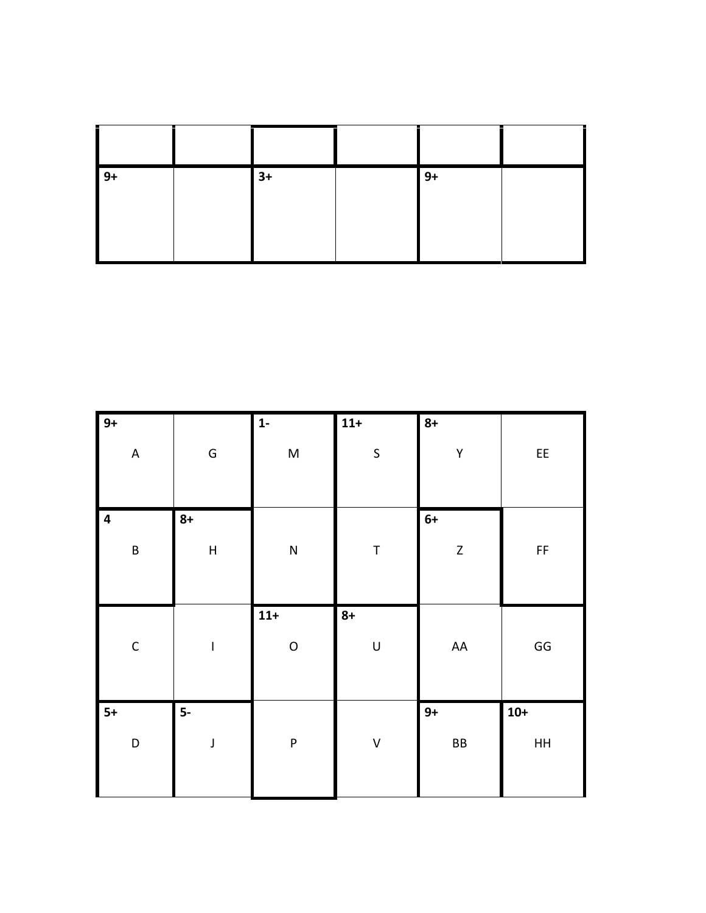| | | | | | |
|---|---|---|---|---|---|
| 9+ | | 3+ | | 9+ | |

| | | | | | |
|---|---|---|---|---|---|
| 9+ A | G | 1- M | 11+ S | 8+ Y | EE |
| 4 B | 8+ H | N | T | 6+ Z | FF |
| C | I | 11+ O | 8+ U | AA | GG |
| 5+ D | 5- J | P | V | 9+ BB | 10+ HH |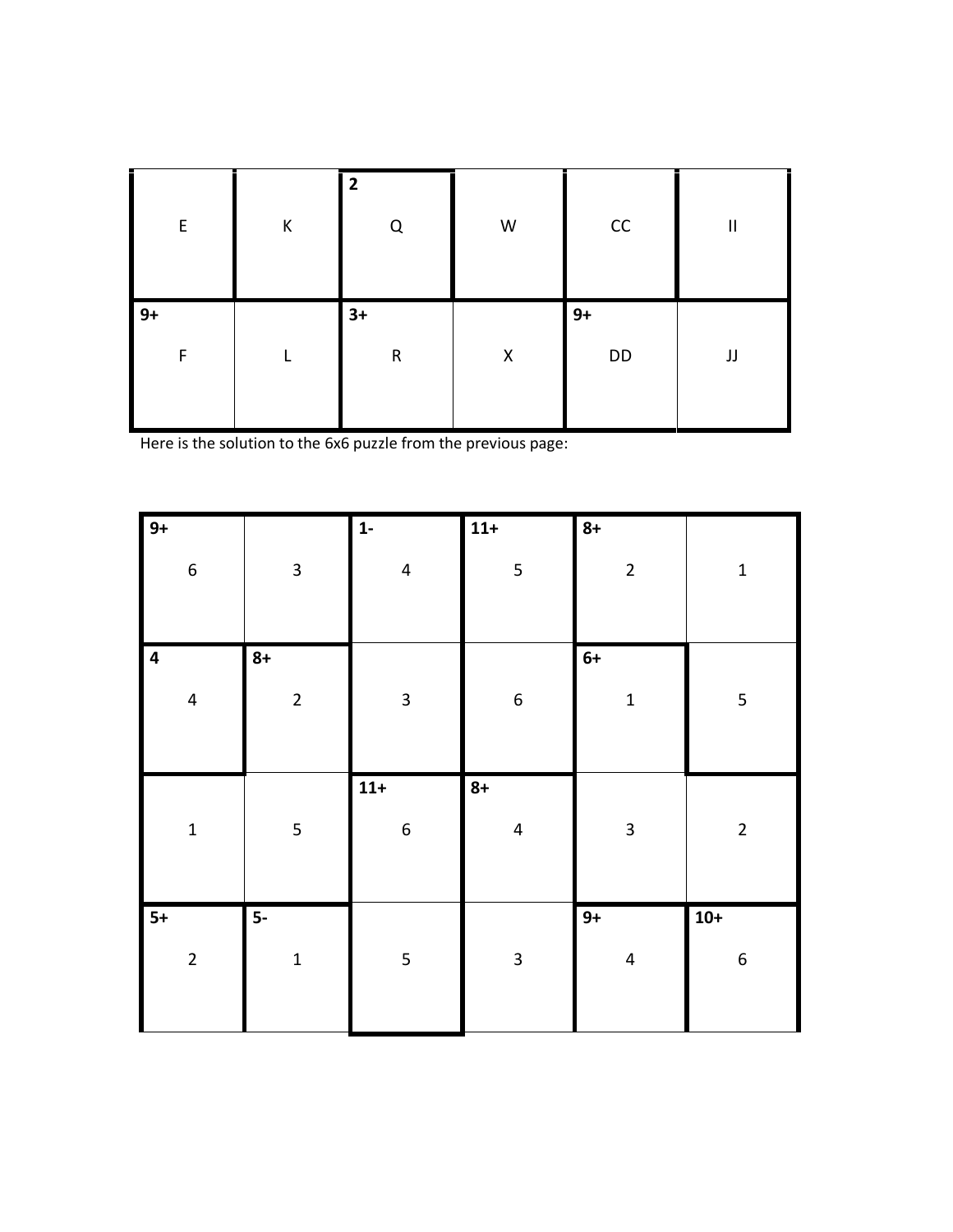| | | | | | |
|---|---|---|---|---|---|
| E | K | 2<br>Q | W | CC | II |
| 9+<br>F | L | 3+<br>R | X | 9+<br>DD | JJ |

Here is the solution to the 6x6 puzzle from the previous page:

| | | | | | |
|---|---|---|---|---|---|
| 9+<br>6 | 3 | 1-<br>4 | 11+<br>5 | 8+<br>2 | 1 |
| 4<br>4 | 8+<br>2 | 3 | 6 | 6+<br>1 | 5 |
| 1 | 5 | 11+<br>6 | 8+<br>4 | 3 | 2 |
| 5+<br>2 | 5-<br>1 | 5 | 3 | 9+<br>4 | 10+<br>6 |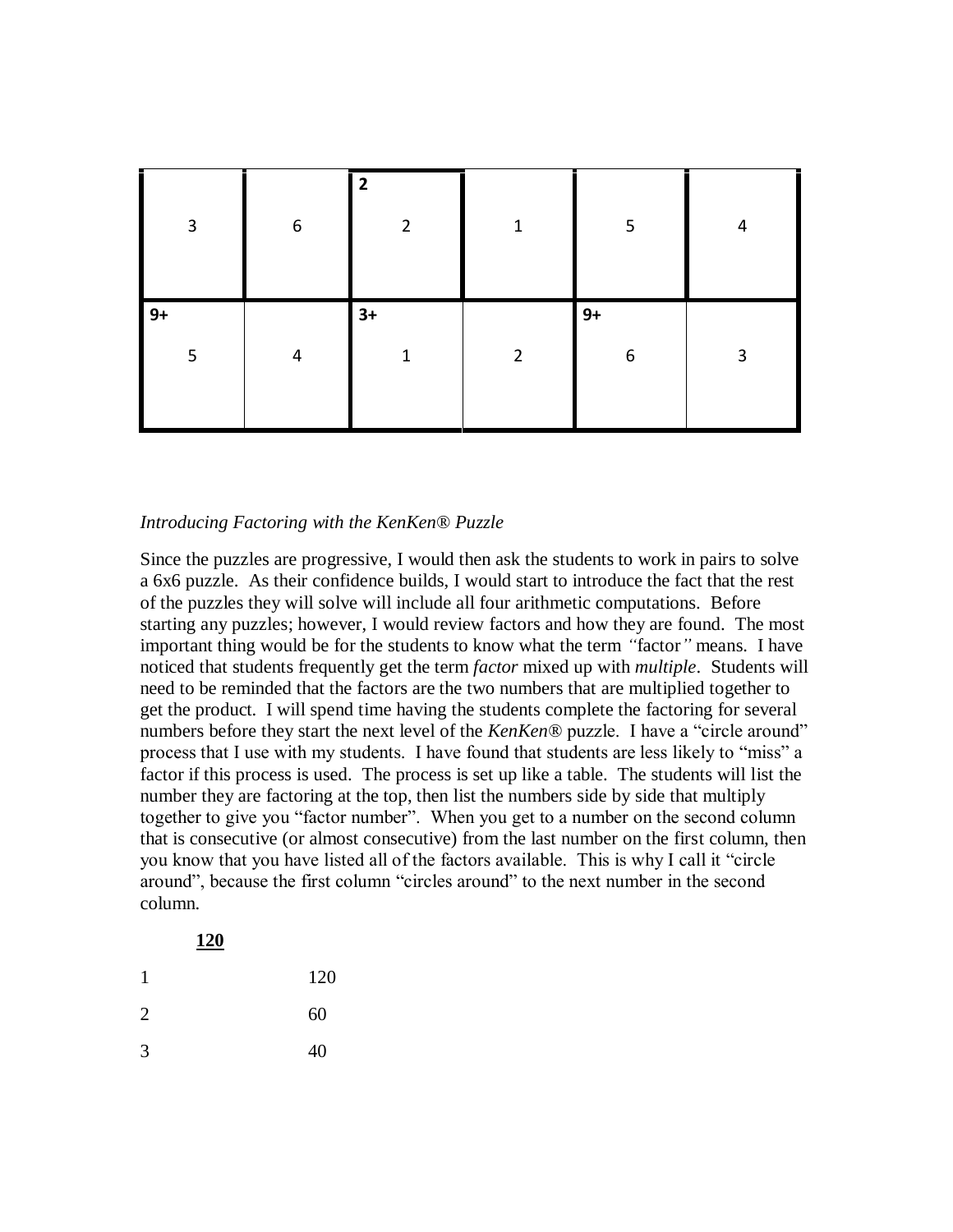| 3 | 6 | 2<br>2 | 1 | 5 | 4 |
|---|---|---|---|---|---|
| 9+<br>5 | 4 | 3+<br>1 | 2 | 9+<br>6 | 3 |

*Introducing Factoring with the KenKen® Puzzle*

Since the puzzles are progressive, I would then ask the students to work in pairs to solve a 6x6 puzzle. As their confidence builds, I would start to introduce the fact that the rest of the puzzles they will solve will include all four arithmetic computations. Before starting any puzzles; however, I would review factors and how they are found. The most important thing would be for the students to know what the term *"*factor*"* means. I have noticed that students frequently get the term *factor* mixed up with *multiple*. Students will need to be reminded that the factors are the two numbers that are multiplied together to get the product. I will spend time having the students complete the factoring for several numbers before they start the next level of the *KenKen®* puzzle. I have a "circle around" process that I use with my students. I have found that students are less likely to "miss" a factor if this process is used. The process is set up like a table. The students will list the number they are factoring at the top, then list the numbers side by side that multiply together to give you "factor number". When you get to a number on the second column that is consecutive (or almost consecutive) from the last number on the first column, then you know that you have listed all of the factors available. This is why I call it "circle around", because the first column "circles around" to the next number in the second column.

| **120** | |
|---|---|
| 1 | 120 |
| 2 | 60 |
| 3 | 40 |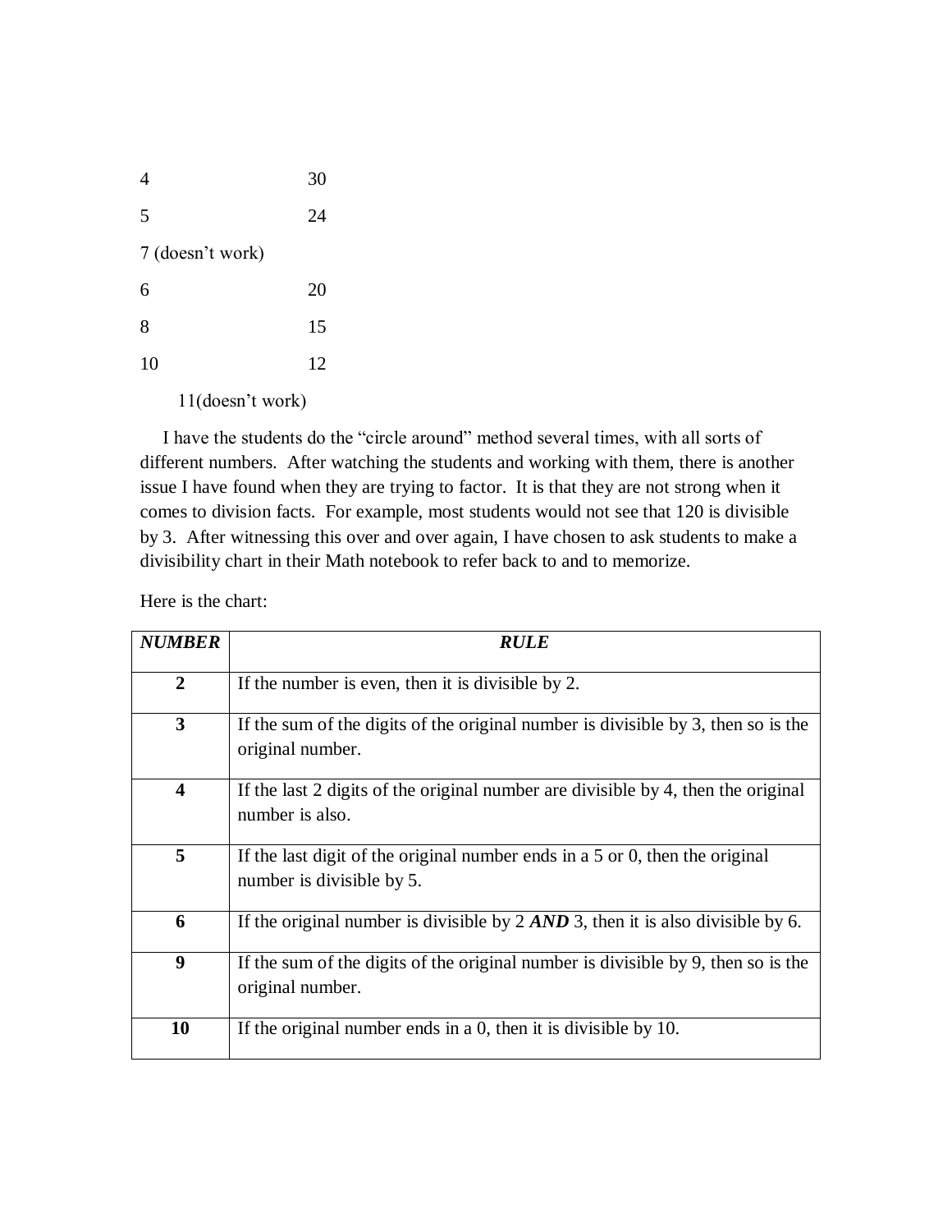4 30

5 24

7 (doesn't work)

6 20

8 15

10 12

11(doesn't work)

I have the students do the "circle around" method several times, with all sorts of different numbers. After watching the students and working with them, there is another issue I have found when they are trying to factor. It is that they are not strong when it comes to division facts. For example, most students would not see that 120 is divisible by 3. After witnessing this over and over again, I have chosen to ask students to make a divisibility chart in their Math notebook to refer back to and to memorize.

Here is the chart:

| ***NUMBER*** | ***RULE*** |
|---|---|
| **2** | If the number is even, then it is divisible by 2. |
| **3** | If the sum of the digits of the original number is divisible by 3, then so is the original number. |
| **4** | If the last 2 digits of the original number are divisible by 4, then the original number is also. |
| **5** | If the last digit of the original number ends in a 5 or 0, then the original number is divisible by 5. |
| **6** | If the original number is divisible by 2 ***AND*** 3, then it is also divisible by 6. |
| **9** | If the sum of the digits of the original number is divisible by 9, then so is the original number. |
| **10** | If the original number ends in a 0, then it is divisible by 10. |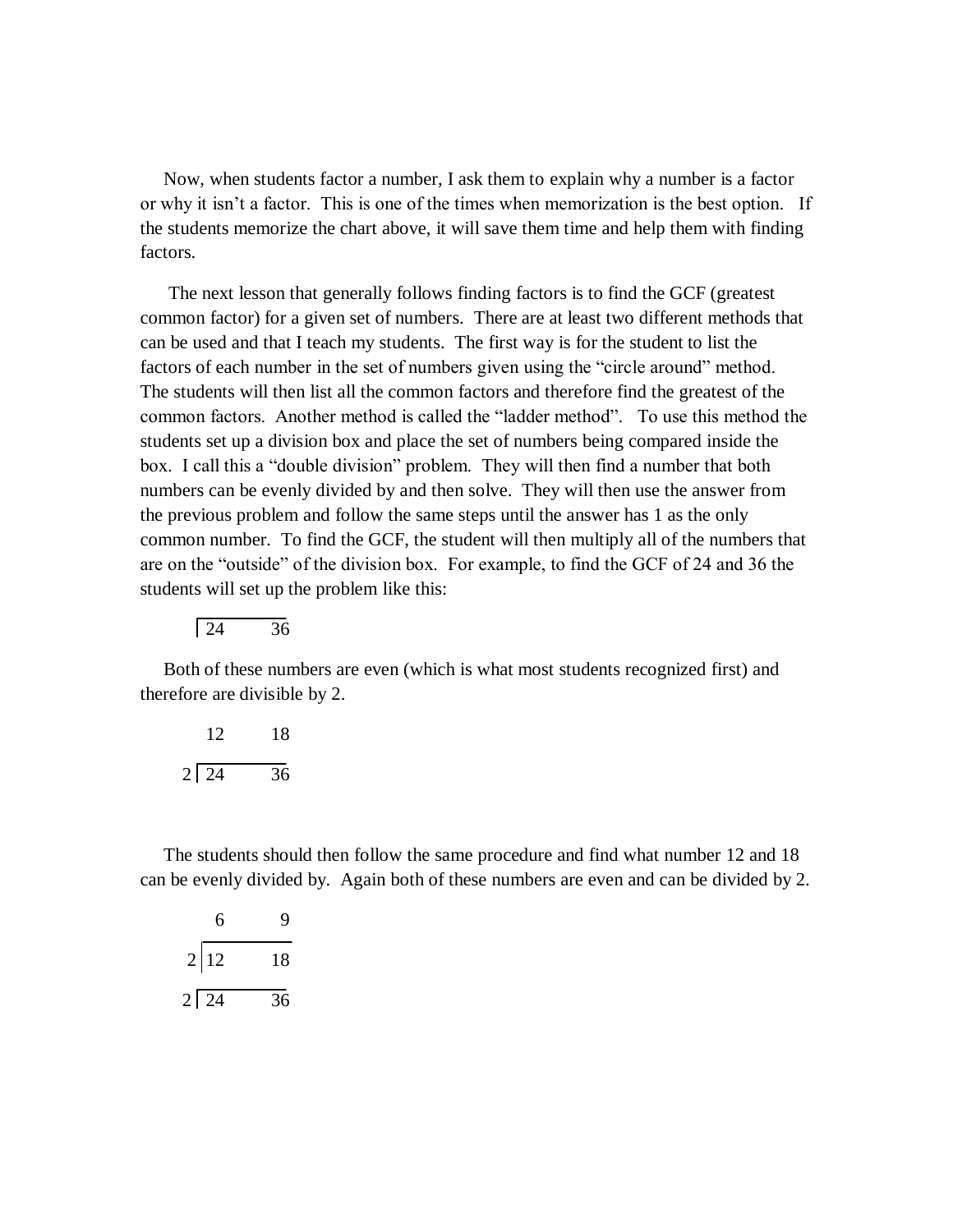Now, when students factor a number, I ask them to explain why a number is a factor or why it isn't a factor. This is one of the times when memorization is the best option. If the students memorize the chart above, it will save them time and help them with finding factors.

The next lesson that generally follows finding factors is to find the GCF (greatest common factor) for a given set of numbers. There are at least two different methods that can be used and that I teach my students. The first way is for the student to list the factors of each number in the set of numbers given using the "circle around" method. The students will then list all the common factors and therefore find the greatest of the common factors. Another method is called the "ladder method". To use this method the students set up a division box and place the set of numbers being compared inside the box. I call this a "double division" problem. They will then find a number that both numbers can be evenly divided by and then solve. They will then use the answer from the previous problem and follow the same steps until the answer has 1 as the only common number. To find the GCF, the student will then multiply all of the numbers that are on the "outside" of the division box. For example, to find the GCF of 24 and 36 the students will set up the problem like this:

```
 ┌──────────
 │ 24     36
```

Both of these numbers are even (which is what most students recognized first) and therefore are divisible by 2.

```
   12     18
 ┌──────────
2│ 24     36
```

The students should then follow the same procedure and find what number 12 and 18 can be evenly divided by. Again both of these numbers are even and can be divided by 2.

```
    6      9
 ┌──────────
2│ 12     18
 ┌──────────
2│ 24     36
```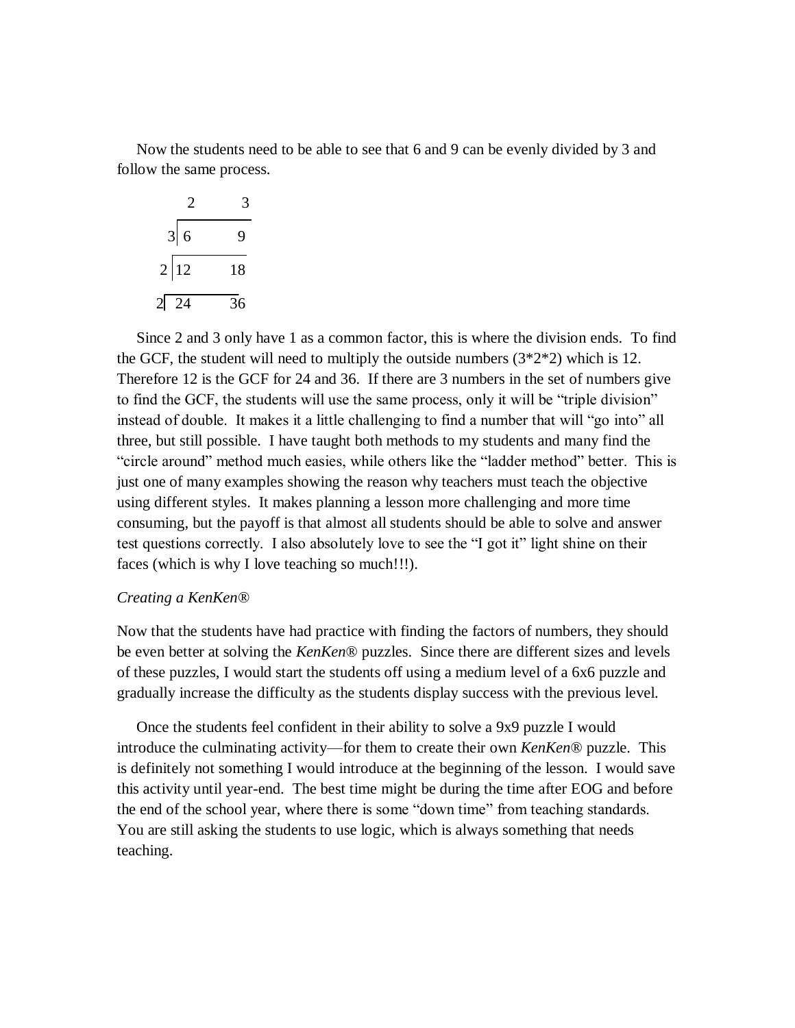Now the students need to be able to see that 6 and 9 can be evenly divided by 3 and follow the same process.

```
       2     3
   3 | 6     9
   2 | 12    18
   2 | 24    36
```

Since 2 and 3 only have 1 as a common factor, this is where the division ends. To find the GCF, the student will need to multiply the outside numbers (3*2*2) which is 12. Therefore 12 is the GCF for 24 and 36. If there are 3 numbers in the set of numbers give to find the GCF, the students will use the same process, only it will be "triple division" instead of double. It makes it a little challenging to find a number that will "go into" all three, but still possible. I have taught both methods to my students and many find the "circle around" method much easies, while others like the "ladder method" better. This is just one of many examples showing the reason why teachers must teach the objective using different styles. It makes planning a lesson more challenging and more time consuming, but the payoff is that almost all students should be able to solve and answer test questions correctly. I also absolutely love to see the "I got it" light shine on their faces (which is why I love teaching so much!!!).

*Creating a KenKen®*

Now that the students have had practice with finding the factors of numbers, they should be even better at solving the *KenKen®* puzzles. Since there are different sizes and levels of these puzzles, I would start the students off using a medium level of a 6x6 puzzle and gradually increase the difficulty as the students display success with the previous level.

Once the students feel confident in their ability to solve a 9x9 puzzle I would introduce the culminating activity—for them to create their own *KenKen®* puzzle. This is definitely not something I would introduce at the beginning of the lesson. I would save this activity until year-end. The best time might be during the time after EOG and before the end of the school year, where there is some "down time" from teaching standards. You are still asking the students to use logic, which is always something that needs teaching.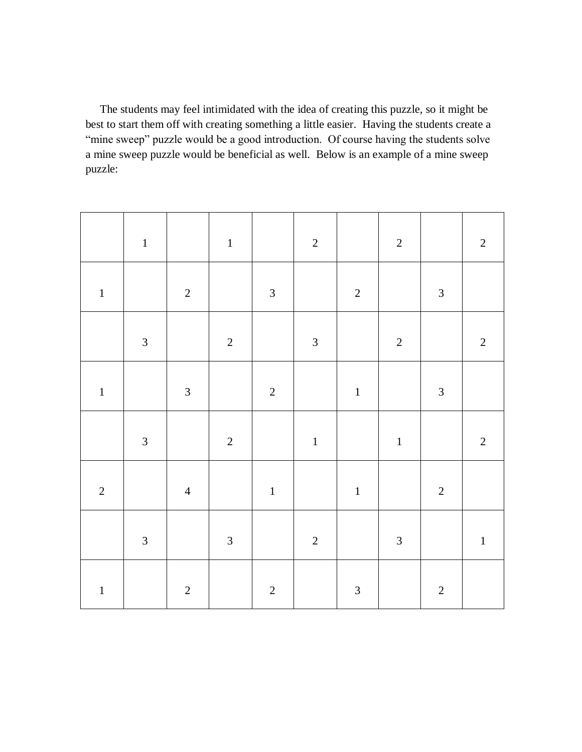The students may feel intimidated with the idea of creating this puzzle, so it might be best to start them off with creating something a little easier. Having the students create a "mine sweep" puzzle would be a good introduction. Of course having the students solve a mine sweep puzzle would be beneficial as well. Below is an example of a mine sweep puzzle:

| | | | | | | | | | |
|---|---|---|---|---|---|---|---|---|---|
| | 1 | | 1 | | 2 | | 2 | | 2 |
| 1 | | 2 | | 3 | | 2 | | 3 | |
| | 3 | | 2 | | 3 | | 2 | | 2 |
| 1 | | 3 | | 2 | | 1 | | 3 | |
| | 3 | | 2 | | 1 | | 1 | | 2 |
| 2 | | 4 | | 1 | | 1 | | 2 | |
| | 3 | | 3 | | 2 | | 3 | | 1 |
| 1 | | 2 | | 2 | | 3 | | 2 | |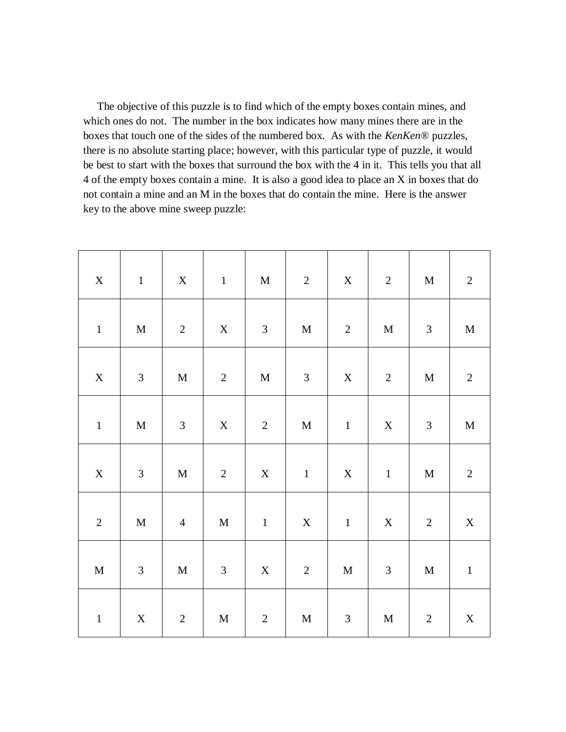The objective of this puzzle is to find which of the empty boxes contain mines, and which ones do not. The number in the box indicates how many mines there are in the boxes that touch one of the sides of the numbered box. As with the *KenKen®* puzzles, there is no absolute starting place; however, with this particular type of puzzle, it would be best to start with the boxes that surround the box with the 4 in it. This tells you that all 4 of the empty boxes contain a mine. It is also a good idea to place an X in boxes that do not contain a mine and an M in the boxes that do contain the mine. Here is the answer key to the above mine sweep puzzle:

| | | | | | | | | | |
|---|---|---|---|---|---|---|---|---|---|
| X | 1 | X | 1 | M | 2 | X | 2 | M | 2 |
| 1 | M | 2 | X | 3 | M | 2 | M | 3 | M |
| X | 3 | M | 2 | M | 3 | X | 2 | M | 2 |
| 1 | M | 3 | X | 2 | M | 1 | X | 3 | M |
| X | 3 | M | 2 | X | 1 | X | 1 | M | 2 |
| 2 | M | 4 | M | 1 | X | 1 | X | 2 | X |
| M | 3 | M | 3 | X | 2 | M | 3 | M | 1 |
| 1 | X | 2 | M | 2 | M | 3 | M | 2 | X |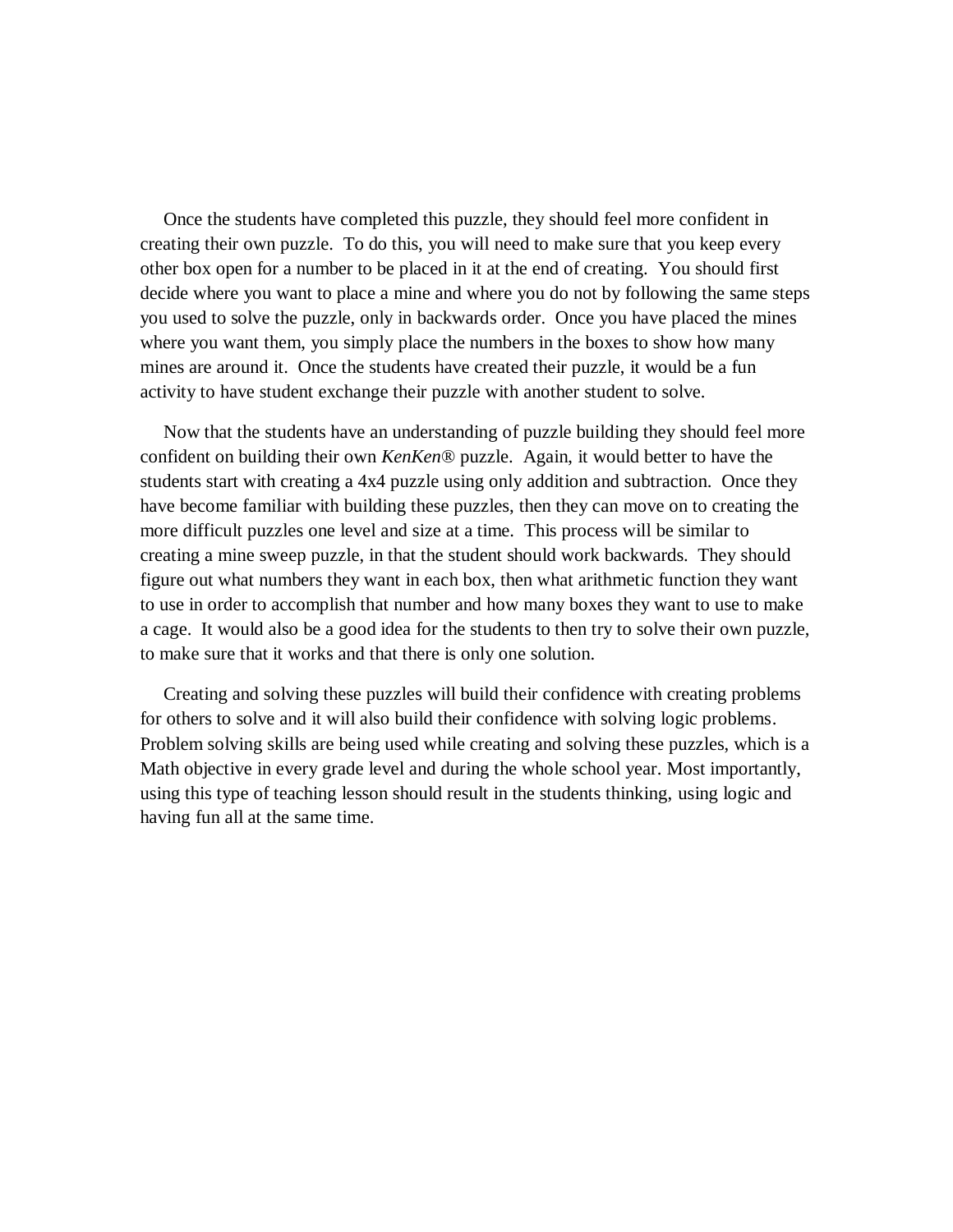Once the students have completed this puzzle, they should feel more confident in creating their own puzzle. To do this, you will need to make sure that you keep every other box open for a number to be placed in it at the end of creating. You should first decide where you want to place a mine and where you do not by following the same steps you used to solve the puzzle, only in backwards order. Once you have placed the mines where you want them, you simply place the numbers in the boxes to show how many mines are around it. Once the students have created their puzzle, it would be a fun activity to have student exchange their puzzle with another student to solve.

Now that the students have an understanding of puzzle building they should feel more confident on building their own *KenKen*® puzzle. Again, it would better to have the students start with creating a 4x4 puzzle using only addition and subtraction. Once they have become familiar with building these puzzles, then they can move on to creating the more difficult puzzles one level and size at a time. This process will be similar to creating a mine sweep puzzle, in that the student should work backwards. They should figure out what numbers they want in each box, then what arithmetic function they want to use in order to accomplish that number and how many boxes they want to use to make a cage. It would also be a good idea for the students to then try to solve their own puzzle, to make sure that it works and that there is only one solution.

Creating and solving these puzzles will build their confidence with creating problems for others to solve and it will also build their confidence with solving logic problems. Problem solving skills are being used while creating and solving these puzzles, which is a Math objective in every grade level and during the whole school year. Most importantly, using this type of teaching lesson should result in the students thinking, using logic and having fun all at the same time.